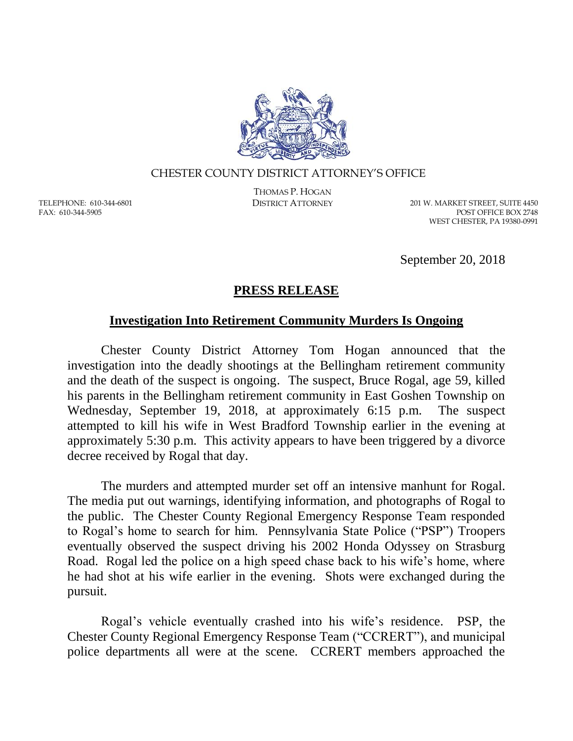CHESTER COUNTY DISTRICT ATTORNEY'S OFFICE

THOMAS P. HOGAN
DISTRICT ATTORNEY

TELEPHONE: 610-344-6801
FAX: 610-344-5905

201 W. MARKET STREET, SUITE 4450
POST OFFICE BOX 2748
WEST CHESTER, PA 19380-0991

September 20, 2018

## PRESS RELEASE

### Investigation Into Retirement Community Murders Is Ongoing

Chester County District Attorney Tom Hogan announced that the investigation into the deadly shootings at the Bellingham retirement community and the death of the suspect is ongoing. The suspect, Bruce Rogal, age 59, killed his parents in the Bellingham retirement community in East Goshen Township on Wednesday, September 19, 2018, at approximately 6:15 p.m. The suspect attempted to kill his wife in West Bradford Township earlier in the evening at approximately 5:30 p.m. This activity appears to have been triggered by a divorce decree received by Rogal that day.

The murders and attempted murder set off an intensive manhunt for Rogal. The media put out warnings, identifying information, and photographs of Rogal to the public. The Chester County Regional Emergency Response Team responded to Rogal's home to search for him. Pennsylvania State Police ("PSP") Troopers eventually observed the suspect driving his 2002 Honda Odyssey on Strasburg Road. Rogal led the police on a high speed chase back to his wife's home, where he had shot at his wife earlier in the evening. Shots were exchanged during the pursuit.

Rogal's vehicle eventually crashed into his wife's residence. PSP, the Chester County Regional Emergency Response Team ("CCRERT"), and municipal police departments all were at the scene. CCRERT members approached the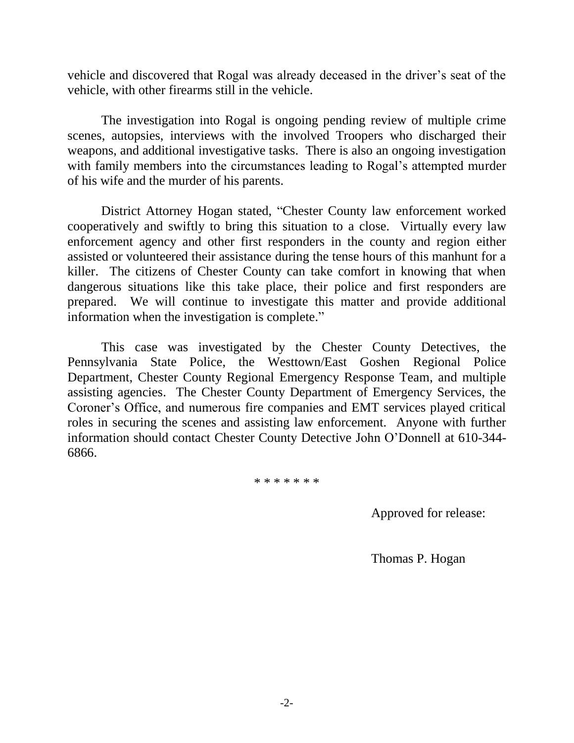vehicle and discovered that Rogal was already deceased in the driver's seat of the vehicle, with other firearms still in the vehicle.

The investigation into Rogal is ongoing pending review of multiple crime scenes, autopsies, interviews with the involved Troopers who discharged their weapons, and additional investigative tasks. There is also an ongoing investigation with family members into the circumstances leading to Rogal's attempted murder of his wife and the murder of his parents.

District Attorney Hogan stated, "Chester County law enforcement worked cooperatively and swiftly to bring this situation to a close. Virtually every law enforcement agency and other first responders in the county and region either assisted or volunteered their assistance during the tense hours of this manhunt for a killer. The citizens of Chester County can take comfort in knowing that when dangerous situations like this take place, their police and first responders are prepared. We will continue to investigate this matter and provide additional information when the investigation is complete."

This case was investigated by the Chester County Detectives, the Pennsylvania State Police, the Westtown/East Goshen Regional Police Department, Chester County Regional Emergency Response Team, and multiple assisting agencies. The Chester County Department of Emergency Services, the Coroner's Office, and numerous fire companies and EMT services played critical roles in securing the scenes and assisting law enforcement. Anyone with further information should contact Chester County Detective John O'Donnell at 610-344-6866.

* * * * * * *

Approved for release:

Thomas P. Hogan